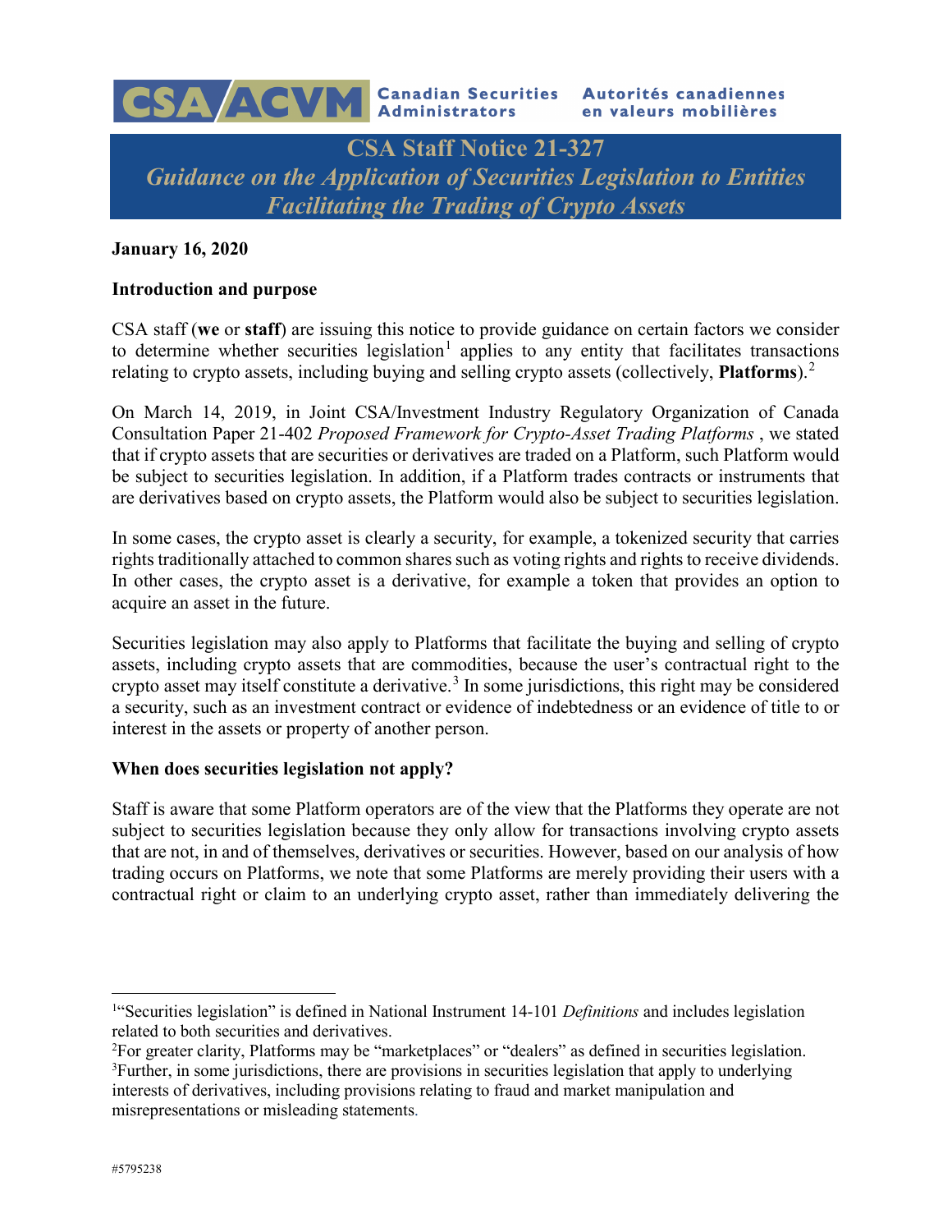**Canadian Securities Administrators** / **Autorités canadiennes en valeurs mobilières**

# CSA Staff Notice 21-327
## *Guidance on the Application of Securities Legislation to Entities Facilitating the Trading of Crypto Assets*

**January 16, 2020**

**Introduction and purpose**

CSA staff (**we** or **staff**) are issuing this notice to provide guidance on certain factors we consider to determine whether securities legislation[1] applies to any entity that facilitates transactions relating to crypto assets, including buying and selling crypto assets (collectively, **Platforms**).[2]

On March 14, 2019, in Joint CSA/Investment Industry Regulatory Organization of Canada Consultation Paper 21-402 *Proposed Framework for Crypto-Asset Trading Platforms* , we stated that if crypto assets that are securities or derivatives are traded on a Platform, such Platform would be subject to securities legislation. In addition, if a Platform trades contracts or instruments that are derivatives based on crypto assets, the Platform would also be subject to securities legislation.

In some cases, the crypto asset is clearly a security, for example, a tokenized security that carries rights traditionally attached to common shares such as voting rights and rights to receive dividends. In other cases, the crypto asset is a derivative, for example a token that provides an option to acquire an asset in the future.

Securities legislation may also apply to Platforms that facilitate the buying and selling of crypto assets, including crypto assets that are commodities, because the user's contractual right to the crypto asset may itself constitute a derivative.[3] In some jurisdictions, this right may be considered a security, such as an investment contract or evidence of indebtedness or an evidence of title to or interest in the assets or property of another person.

**When does securities legislation not apply?**

Staff is aware that some Platform operators are of the view that the Platforms they operate are not subject to securities legislation because they only allow for transactions involving crypto assets that are not, in and of themselves, derivatives or securities. However, based on our analysis of how trading occurs on Platforms, we note that some Platforms are merely providing their users with a contractual right or claim to an underlying crypto asset, rather than immediately delivering the

---

[1] "Securities legislation" is defined in National Instrument 14-101 *Definitions* and includes legislation related to both securities and derivatives.

[2] For greater clarity, Platforms may be "marketplaces" or "dealers" as defined in securities legislation.

[3] Further, in some jurisdictions, there are provisions in securities legislation that apply to underlying interests of derivatives, including provisions relating to fraud and market manipulation and misrepresentations or misleading statements.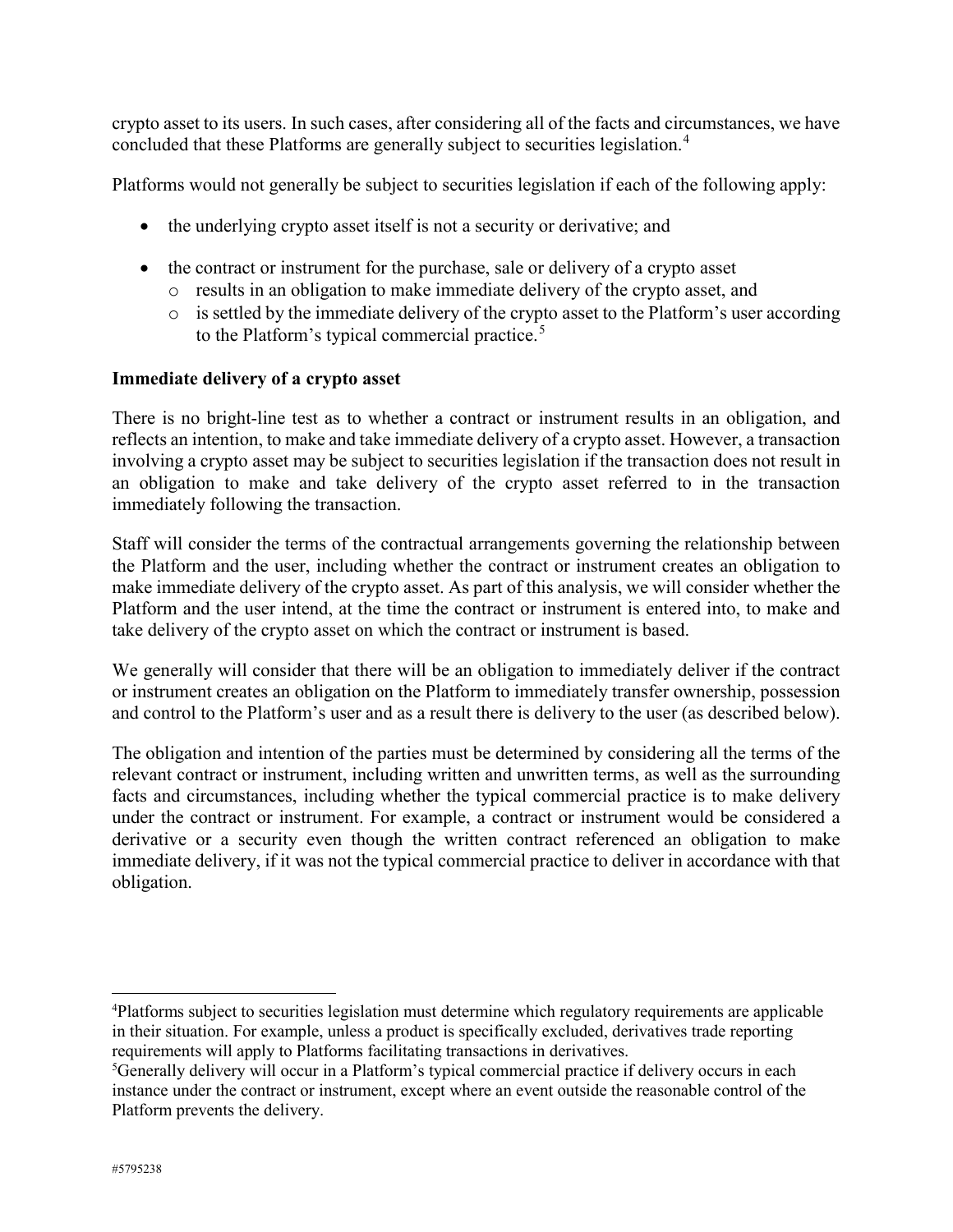crypto asset to its users. In such cases, after considering all of the facts and circumstances, we have concluded that these Platforms are generally subject to securities legislation.[4]

Platforms would not generally be subject to securities legislation if each of the following apply:

- the underlying crypto asset itself is not a security or derivative; and
- the contract or instrument for the purchase, sale or delivery of a crypto asset
  - results in an obligation to make immediate delivery of the crypto asset, and
  - is settled by the immediate delivery of the crypto asset to the Platform's user according to the Platform's typical commercial practice.[5]

**Immediate delivery of a crypto asset**

There is no bright-line test as to whether a contract or instrument results in an obligation, and reflects an intention, to make and take immediate delivery of a crypto asset. However, a transaction involving a crypto asset may be subject to securities legislation if the transaction does not result in an obligation to make and take delivery of the crypto asset referred to in the transaction immediately following the transaction.

Staff will consider the terms of the contractual arrangements governing the relationship between the Platform and the user, including whether the contract or instrument creates an obligation to make immediate delivery of the crypto asset. As part of this analysis, we will consider whether the Platform and the user intend, at the time the contract or instrument is entered into, to make and take delivery of the crypto asset on which the contract or instrument is based.

We generally will consider that there will be an obligation to immediately deliver if the contract or instrument creates an obligation on the Platform to immediately transfer ownership, possession and control to the Platform's user and as a result there is delivery to the user (as described below).

The obligation and intention of the parties must be determined by considering all the terms of the relevant contract or instrument, including written and unwritten terms, as well as the surrounding facts and circumstances, including whether the typical commercial practice is to make delivery under the contract or instrument. For example, a contract or instrument would be considered a derivative or a security even though the written contract referenced an obligation to make immediate delivery, if it was not the typical commercial practice to deliver in accordance with that obligation.

---

[4] Platforms subject to securities legislation must determine which regulatory requirements are applicable in their situation. For example, unless a product is specifically excluded, derivatives trade reporting requirements will apply to Platforms facilitating transactions in derivatives.

[5] Generally delivery will occur in a Platform's typical commercial practice if delivery occurs in each instance under the contract or instrument, except where an event outside the reasonable control of the Platform prevents the delivery.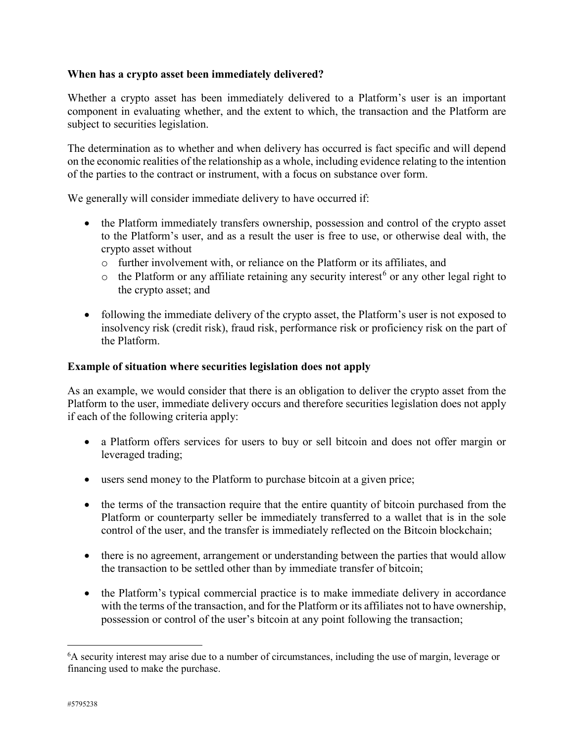### When has a crypto asset been immediately delivered?

Whether a crypto asset has been immediately delivered to a Platform's user is an important component in evaluating whether, and the extent to which, the transaction and the Platform are subject to securities legislation.

The determination as to whether and when delivery has occurred is fact specific and will depend on the economic realities of the relationship as a whole, including evidence relating to the intention of the parties to the contract or instrument, with a focus on substance over form.

We generally will consider immediate delivery to have occurred if:

- the Platform immediately transfers ownership, possession and control of the crypto asset to the Platform's user, and as a result the user is free to use, or otherwise deal with, the crypto asset without
  - further involvement with, or reliance on the Platform or its affiliates, and
  - the Platform or any affiliate retaining any security interest[6] or any other legal right to the crypto asset; and
- following the immediate delivery of the crypto asset, the Platform's user is not exposed to insolvency risk (credit risk), fraud risk, performance risk or proficiency risk on the part of the Platform.

### Example of situation where securities legislation does not apply

As an example, we would consider that there is an obligation to deliver the crypto asset from the Platform to the user, immediate delivery occurs and therefore securities legislation does not apply if each of the following criteria apply:

- a Platform offers services for users to buy or sell bitcoin and does not offer margin or leveraged trading;
- users send money to the Platform to purchase bitcoin at a given price;
- the terms of the transaction require that the entire quantity of bitcoin purchased from the Platform or counterparty seller be immediately transferred to a wallet that is in the sole control of the user, and the transfer is immediately reflected on the Bitcoin blockchain;
- there is no agreement, arrangement or understanding between the parties that would allow the transaction to be settled other than by immediate transfer of bitcoin;
- the Platform's typical commercial practice is to make immediate delivery in accordance with the terms of the transaction, and for the Platform or its affiliates not to have ownership, possession or control of the user's bitcoin at any point following the transaction;

---

[6] A security interest may arise due to a number of circumstances, including the use of margin, leverage or financing used to make the purchase.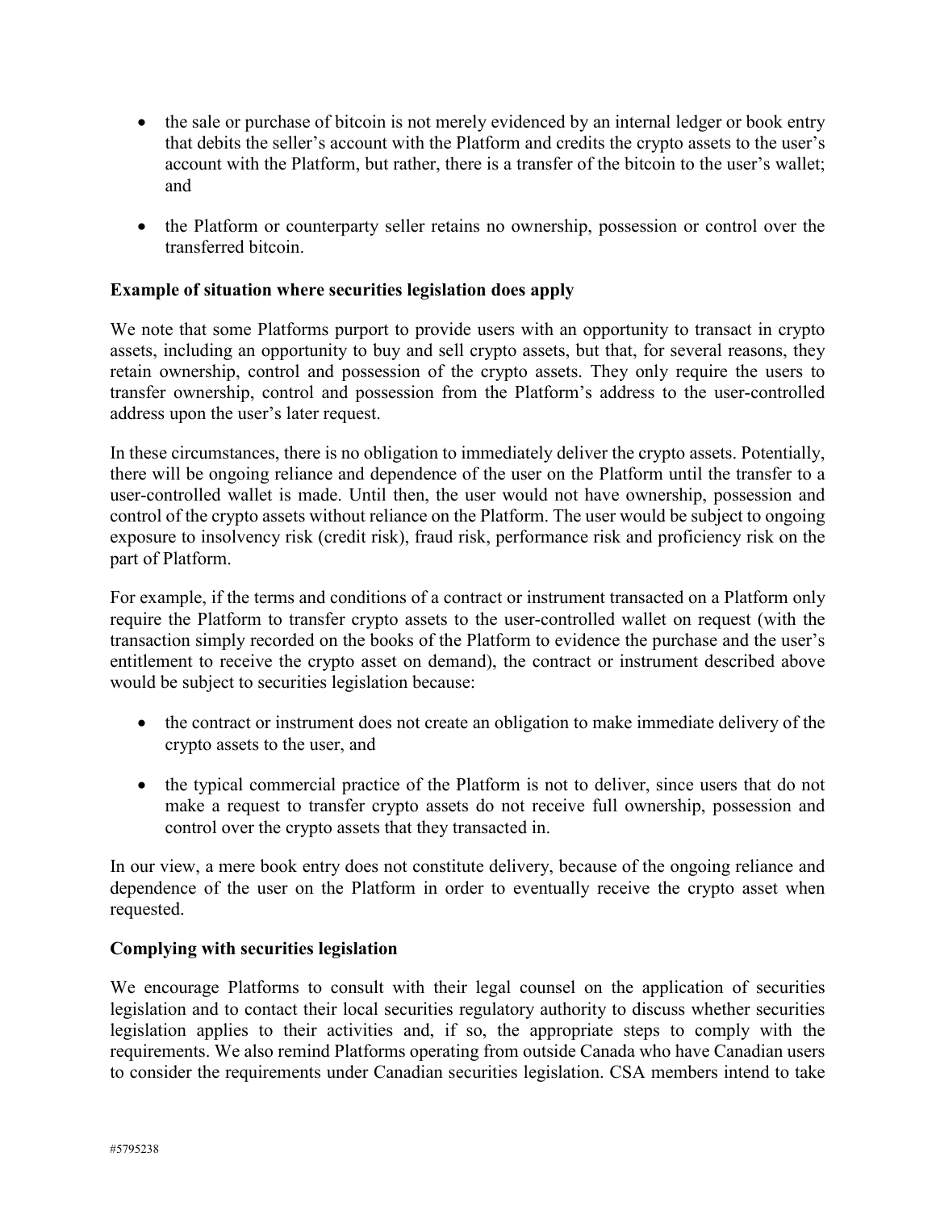- the sale or purchase of bitcoin is not merely evidenced by an internal ledger or book entry that debits the seller's account with the Platform and credits the crypto assets to the user's account with the Platform, but rather, there is a transfer of the bitcoin to the user's wallet; and

- the Platform or counterparty seller retains no ownership, possession or control over the transferred bitcoin.

**Example of situation where securities legislation does apply**

We note that some Platforms purport to provide users with an opportunity to transact in crypto assets, including an opportunity to buy and sell crypto assets, but that, for several reasons, they retain ownership, control and possession of the crypto assets. They only require the users to transfer ownership, control and possession from the Platform's address to the user-controlled address upon the user's later request.

In these circumstances, there is no obligation to immediately deliver the crypto assets. Potentially, there will be ongoing reliance and dependence of the user on the Platform until the transfer to a user-controlled wallet is made. Until then, the user would not have ownership, possession and control of the crypto assets without reliance on the Platform. The user would be subject to ongoing exposure to insolvency risk (credit risk), fraud risk, performance risk and proficiency risk on the part of Platform.

For example, if the terms and conditions of a contract or instrument transacted on a Platform only require the Platform to transfer crypto assets to the user-controlled wallet on request (with the transaction simply recorded on the books of the Platform to evidence the purchase and the user's entitlement to receive the crypto asset on demand), the contract or instrument described above would be subject to securities legislation because:

- the contract or instrument does not create an obligation to make immediate delivery of the crypto assets to the user, and

- the typical commercial practice of the Platform is not to deliver, since users that do not make a request to transfer crypto assets do not receive full ownership, possession and control over the crypto assets that they transacted in.

In our view, a mere book entry does not constitute delivery, because of the ongoing reliance and dependence of the user on the Platform in order to eventually receive the crypto asset when requested.

**Complying with securities legislation**

We encourage Platforms to consult with their legal counsel on the application of securities legislation and to contact their local securities regulatory authority to discuss whether securities legislation applies to their activities and, if so, the appropriate steps to comply with the requirements. We also remind Platforms operating from outside Canada who have Canadian users to consider the requirements under Canadian securities legislation. CSA members intend to take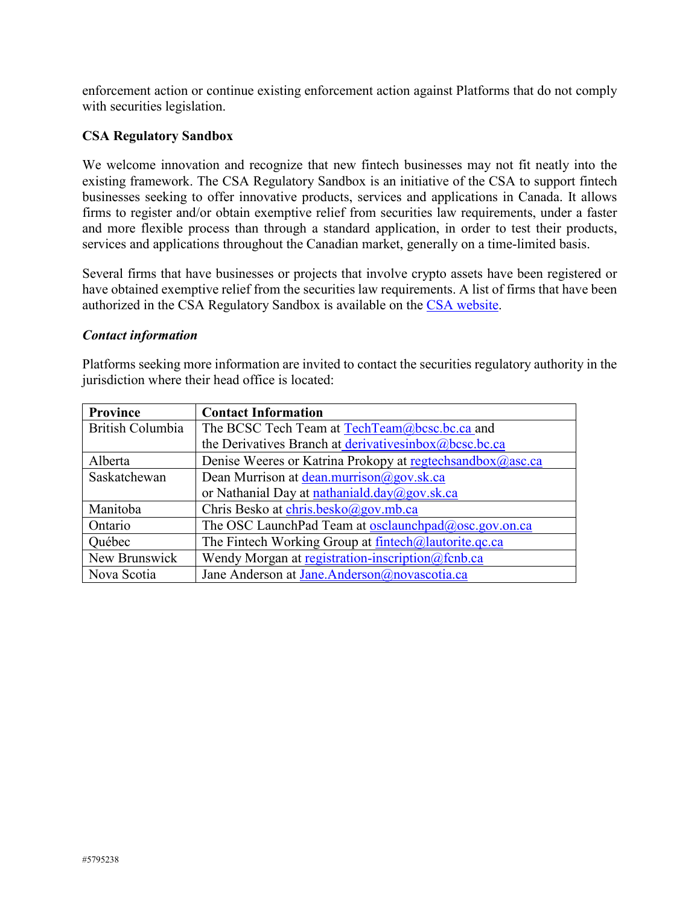enforcement action or continue existing enforcement action against Platforms that do not comply with securities legislation.

**CSA Regulatory Sandbox**

We welcome innovation and recognize that new fintech businesses may not fit neatly into the existing framework. The CSA Regulatory Sandbox is an initiative of the CSA to support fintech businesses seeking to offer innovative products, services and applications in Canada. It allows firms to register and/or obtain exemptive relief from securities law requirements, under a faster and more flexible process than through a standard application, in order to test their products, services and applications throughout the Canadian market, generally on a time-limited basis.

Several firms that have businesses or projects that involve crypto assets have been registered or have obtained exemptive relief from the securities law requirements. A list of firms that have been authorized in the CSA Regulatory Sandbox is available on the CSA website.

***Contact information***

Platforms seeking more information are invited to contact the securities regulatory authority in the jurisdiction where their head office is located:

| **Province** | **Contact Information** |
|---|---|
| British Columbia | The BCSC Tech Team at TechTeam@bcsc.bc.ca and the Derivatives Branch at derivativesinbox@bcsc.bc.ca |
| Alberta | Denise Weeres or Katrina Prokopy at regtechsandbox@asc.ca |
| Saskatchewan | Dean Murrison at dean.murrison@gov.sk.ca or Nathanial Day at nathaniald.day@gov.sk.ca |
| Manitoba | Chris Besko at chris.besko@gov.mb.ca |
| Ontario | The OSC LaunchPad Team at osclaunchpad@osc.gov.on.ca |
| Québec | The Fintech Working Group at fintech@lautorite.qc.ca |
| New Brunswick | Wendy Morgan at registration-inscription@fcnb.ca |
| Nova Scotia | Jane Anderson at Jane.Anderson@novascotia.ca |

#5795238